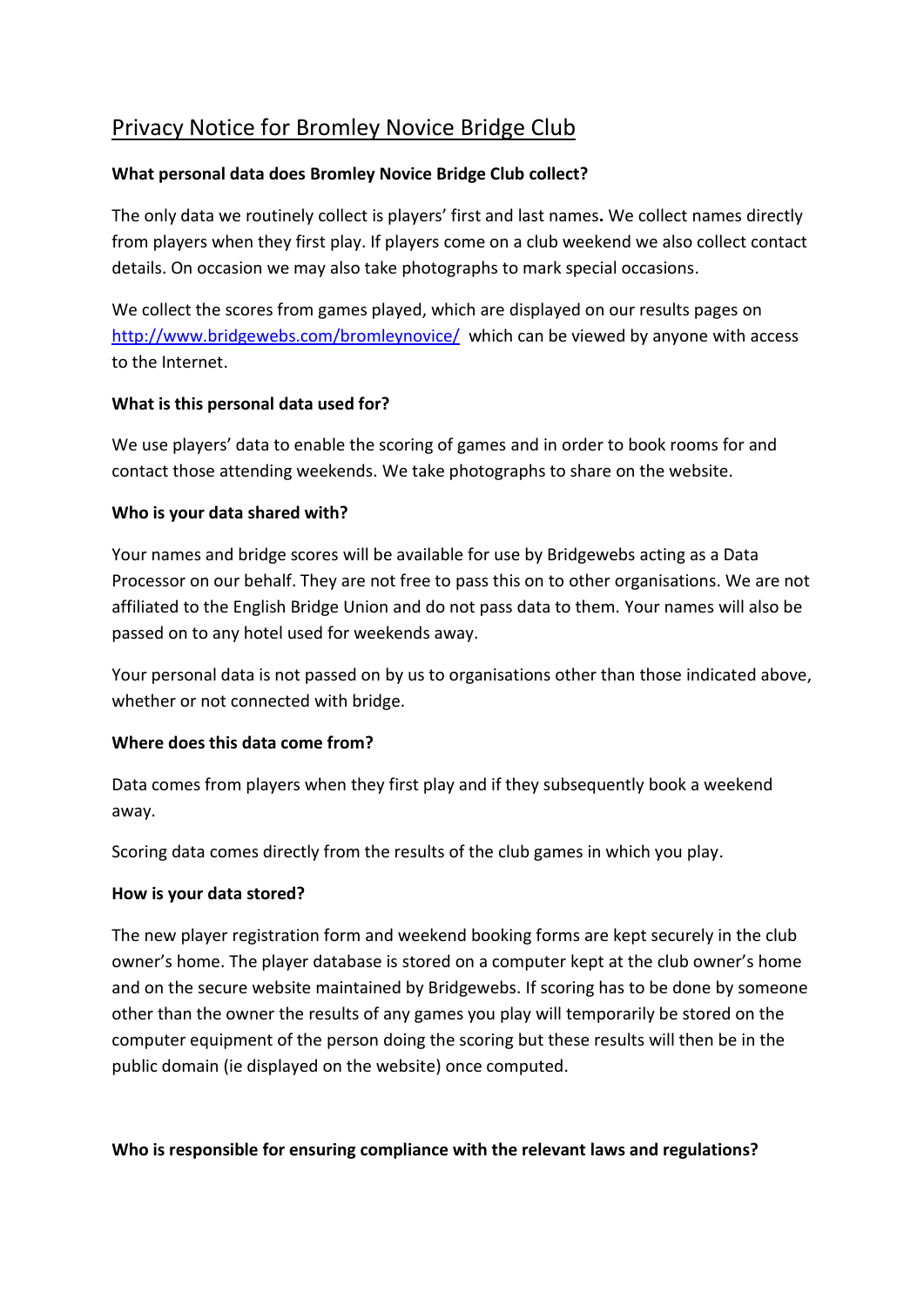# Privacy Notice for Bromley Novice Bridge Club

**What personal data does Bromley Novice Bridge Club collect?**

The only data we routinely collect is players' first and last names**.** We collect names directly from players when they first play. If players come on a club weekend we also collect contact details. On occasion we may also take photographs to mark special occasions.

We collect the scores from games played, which are displayed on our results pages on [http://www.bridgewebs.com/bromleynovice/](http://www.bridgewebs.com/bromleynovice/) which can be viewed by anyone with access to the Internet.

**What is this personal data used for?**

We use players' data to enable the scoring of games and in order to book rooms for and contact those attending weekends. We take photographs to share on the website.

**Who is your data shared with?**

Your names and bridge scores will be available for use by Bridgewebs acting as a Data Processor on our behalf. They are not free to pass this on to other organisations. We are not affiliated to the English Bridge Union and do not pass data to them. Your names will also be passed on to any hotel used for weekends away.

Your personal data is not passed on by us to organisations other than those indicated above, whether or not connected with bridge.

**Where does this data come from?**

Data comes from players when they first play and if they subsequently book a weekend away.

Scoring data comes directly from the results of the club games in which you play.

**How is your data stored?**

The new player registration form and weekend booking forms are kept securely in the club owner's home. The player database is stored on a computer kept at the club owner's home and on the secure website maintained by Bridgewebs. If scoring has to be done by someone other than the owner the results of any games you play will temporarily be stored on the computer equipment of the person doing the scoring but these results will then be in the public domain (ie displayed on the website) once computed.

**Who is responsible for ensuring compliance with the relevant laws and regulations?**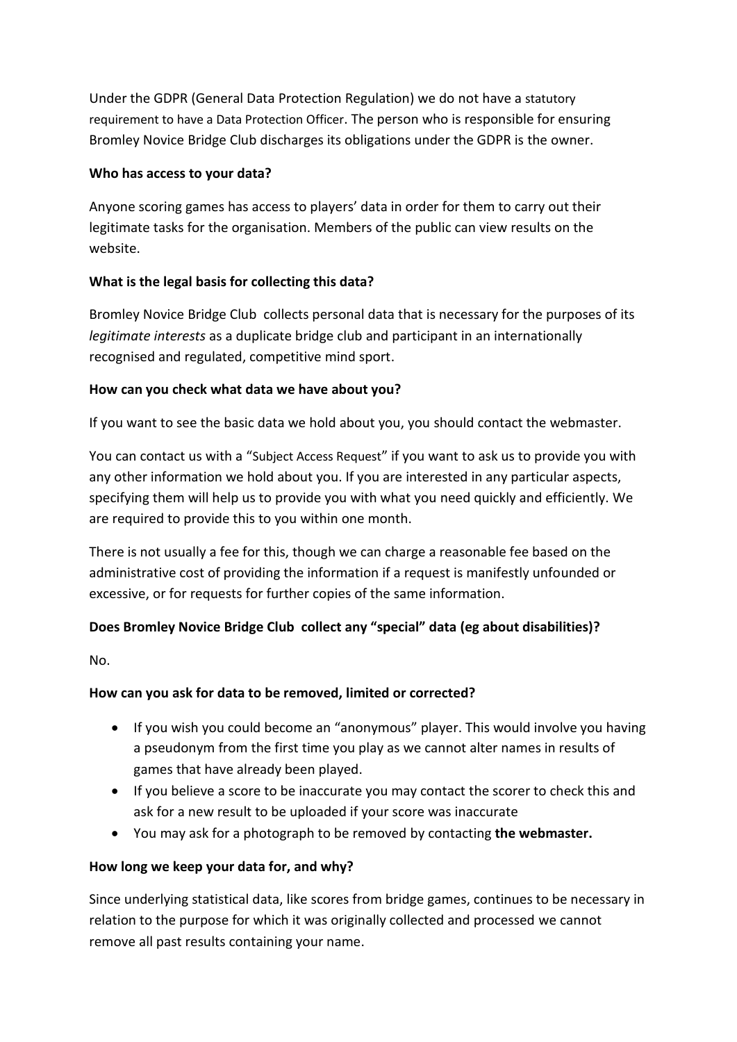Under the GDPR (General Data Protection Regulation) we do not have a statutory requirement to have a Data Protection Officer. The person who is responsible for ensuring Bromley Novice Bridge Club discharges its obligations under the GDPR is the owner.

**Who has access to your data?**

Anyone scoring games has access to players' data in order for them to carry out their legitimate tasks for the organisation. Members of the public can view results on the website.

**What is the legal basis for collecting this data?**

Bromley Novice Bridge Club collects personal data that is necessary for the purposes of its *legitimate interests* as a duplicate bridge club and participant in an internationally recognised and regulated, competitive mind sport.

**How can you check what data we have about you?**

If you want to see the basic data we hold about you, you should contact the webmaster.

You can contact us with a "Subject Access Request" if you want to ask us to provide you with any other information we hold about you. If you are interested in any particular aspects, specifying them will help us to provide you with what you need quickly and efficiently. We are required to provide this to you within one month.

There is not usually a fee for this, though we can charge a reasonable fee based on the administrative cost of providing the information if a request is manifestly unfounded or excessive, or for requests for further copies of the same information.

**Does Bromley Novice Bridge Club collect any "special" data (eg about disabilities)?**

No.

**How can you ask for data to be removed, limited or corrected?**

- If you wish you could become an "anonymous" player. This would involve you having a pseudonym from the first time you play as we cannot alter names in results of games that have already been played.
- If you believe a score to be inaccurate you may contact the scorer to check this and ask for a new result to be uploaded if your score was inaccurate
- You may ask for a photograph to be removed by contacting **the webmaster.**

**How long we keep your data for, and why?**

Since underlying statistical data, like scores from bridge games, continues to be necessary in relation to the purpose for which it was originally collected and processed we cannot remove all past results containing your name.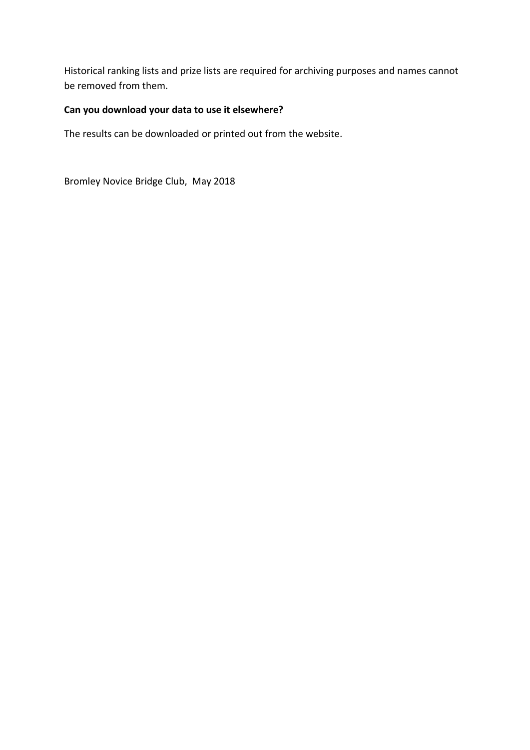Historical ranking lists and prize lists are required for archiving purposes and names cannot be removed from them.

**Can you download your data to use it elsewhere?**

The results can be downloaded or printed out from the website.

Bromley Novice Bridge Club, May 2018